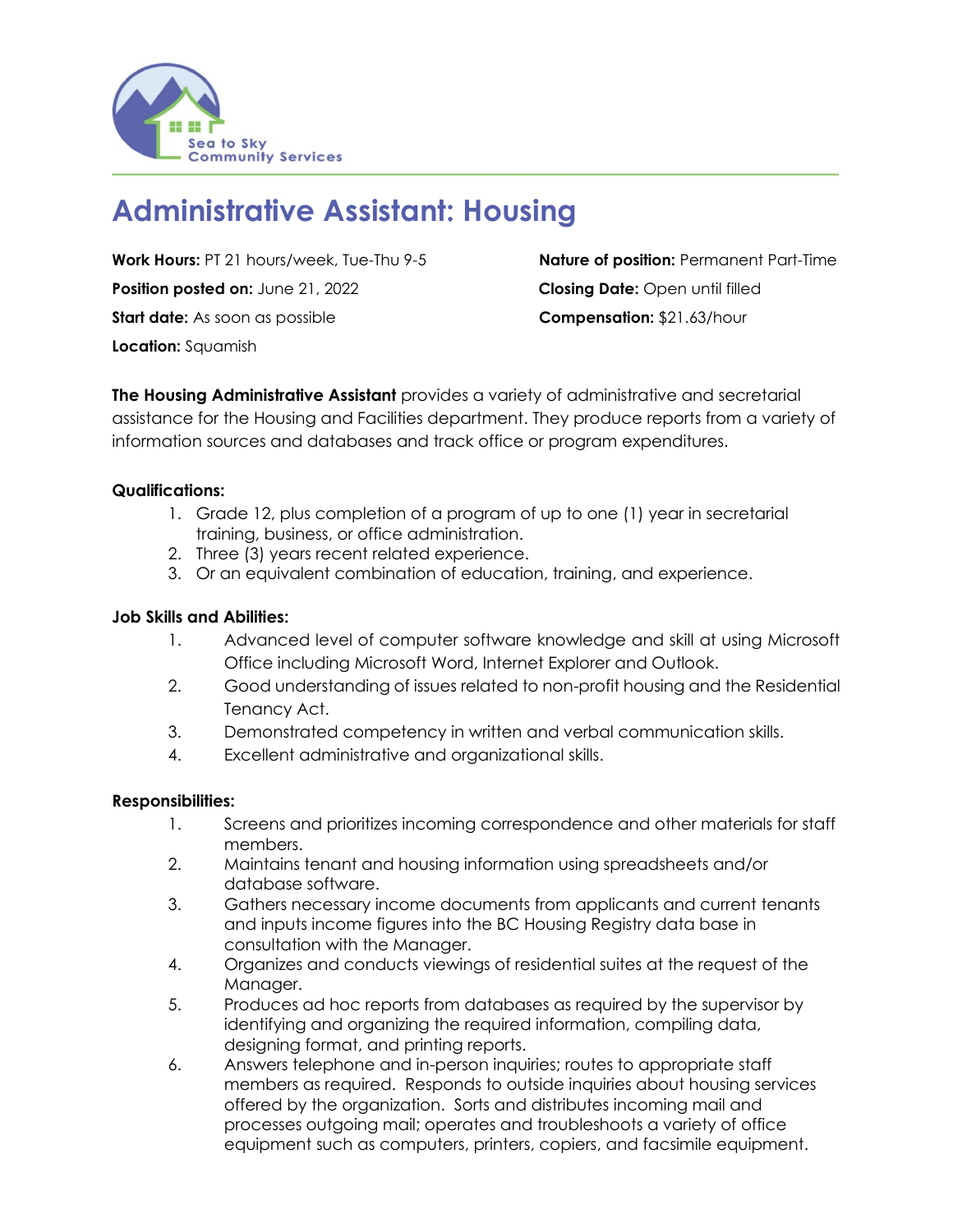Sea to Sky Community Services

# Administrative Assistant: Housing

**Work Hours:** PT 21 hours/week, Tue-Thu 9-5

**Position posted on:** June 21, 2022

**Start date:** As soon as possible

**Location:** Squamish

**Nature of position:** Permanent Part-Time

**Closing Date:** Open until filled

**Compensation:** $21.63/hour

**The Housing Administrative Assistant** provides a variety of administrative and secretarial assistance for the Housing and Facilities department. They produce reports from a variety of information sources and databases and track office or program expenditures.

**Qualifications:**

1. Grade 12, plus completion of a program of up to one (1) year in secretarial training, business, or office administration.
2. Three (3) years recent related experience.
3. Or an equivalent combination of education, training, and experience.

**Job Skills and Abilities:**

1. Advanced level of computer software knowledge and skill at using Microsoft Office including Microsoft Word, Internet Explorer and Outlook.
2. Good understanding of issues related to non-profit housing and the Residential Tenancy Act.
3. Demonstrated competency in written and verbal communication skills.
4. Excellent administrative and organizational skills.

**Responsibilities:**

1. Screens and prioritizes incoming correspondence and other materials for staff members.
2. Maintains tenant and housing information using spreadsheets and/or database software.
3. Gathers necessary income documents from applicants and current tenants and inputs income figures into the BC Housing Registry data base in consultation with the Manager.
4. Organizes and conducts viewings of residential suites at the request of the Manager.
5. Produces ad hoc reports from databases as required by the supervisor by identifying and organizing the required information, compiling data, designing format, and printing reports.
6. Answers telephone and in-person inquiries; routes to appropriate staff members as required. Responds to outside inquiries about housing services offered by the organization. Sorts and distributes incoming mail and processes outgoing mail; operates and troubleshoots a variety of office equipment such as computers, printers, copiers, and facsimile equipment.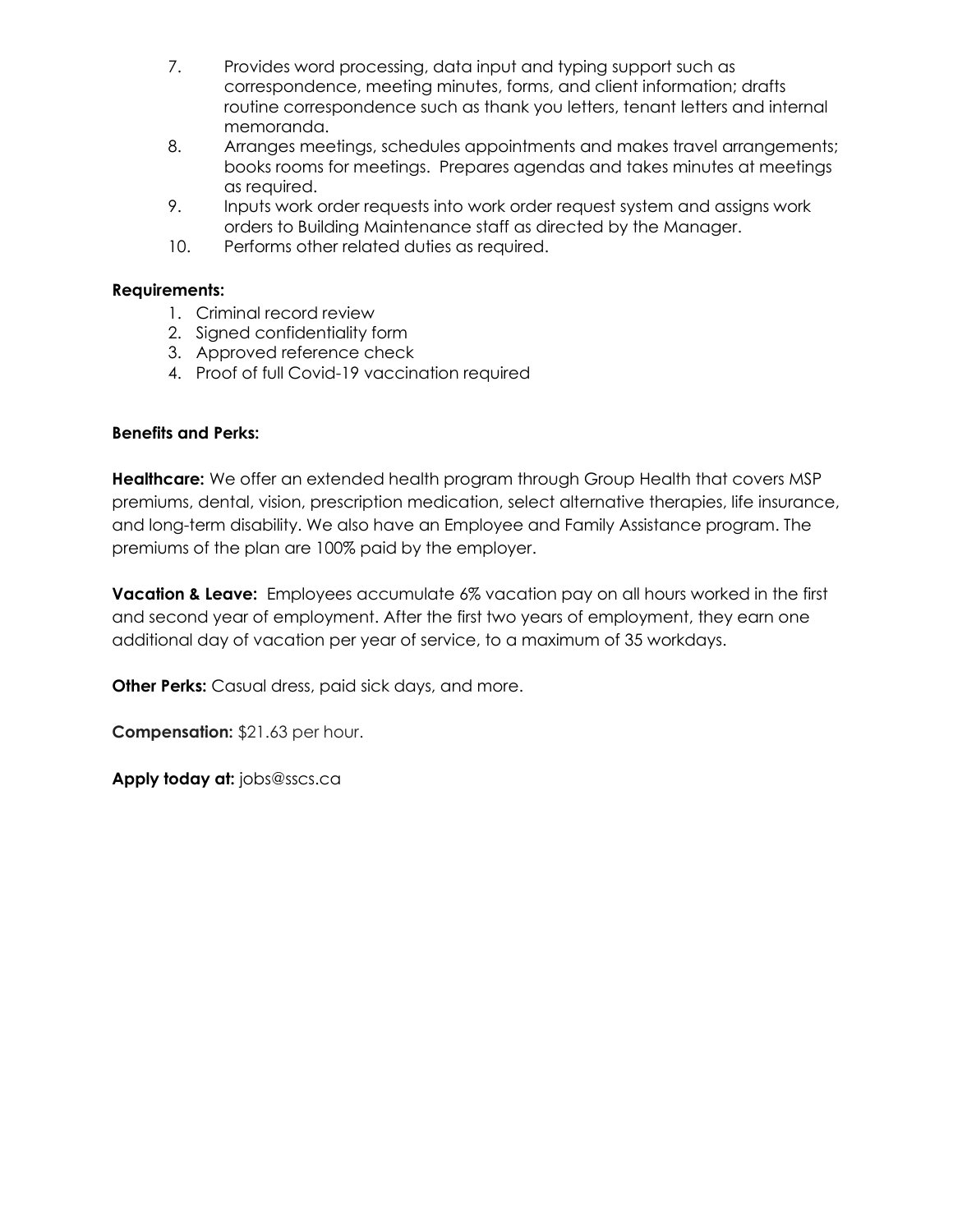7. Provides word processing, data input and typing support such as correspondence, meeting minutes, forms, and client information; drafts routine correspondence such as thank you letters, tenant letters and internal memoranda.
8. Arranges meetings, schedules appointments and makes travel arrangements; books rooms for meetings. Prepares agendas and takes minutes at meetings as required.
9. Inputs work order requests into work order request system and assigns work orders to Building Maintenance staff as directed by the Manager.
10. Performs other related duties as required.

**Requirements:**

1. Criminal record review
2. Signed confidentiality form
3. Approved reference check
4. Proof of full Covid-19 vaccination required

**Benefits and Perks:**

**Healthcare:** We offer an extended health program through Group Health that covers MSP premiums, dental, vision, prescription medication, select alternative therapies, life insurance, and long-term disability. We also have an Employee and Family Assistance program. The premiums of the plan are 100% paid by the employer.

**Vacation & Leave:** Employees accumulate 6% vacation pay on all hours worked in the first and second year of employment. After the first two years of employment, they earn one additional day of vacation per year of service, to a maximum of 35 workdays.

**Other Perks:** Casual dress, paid sick days, and more.

**Compensation:** $21.63 per hour.

**Apply today at:** jobs@sscs.ca